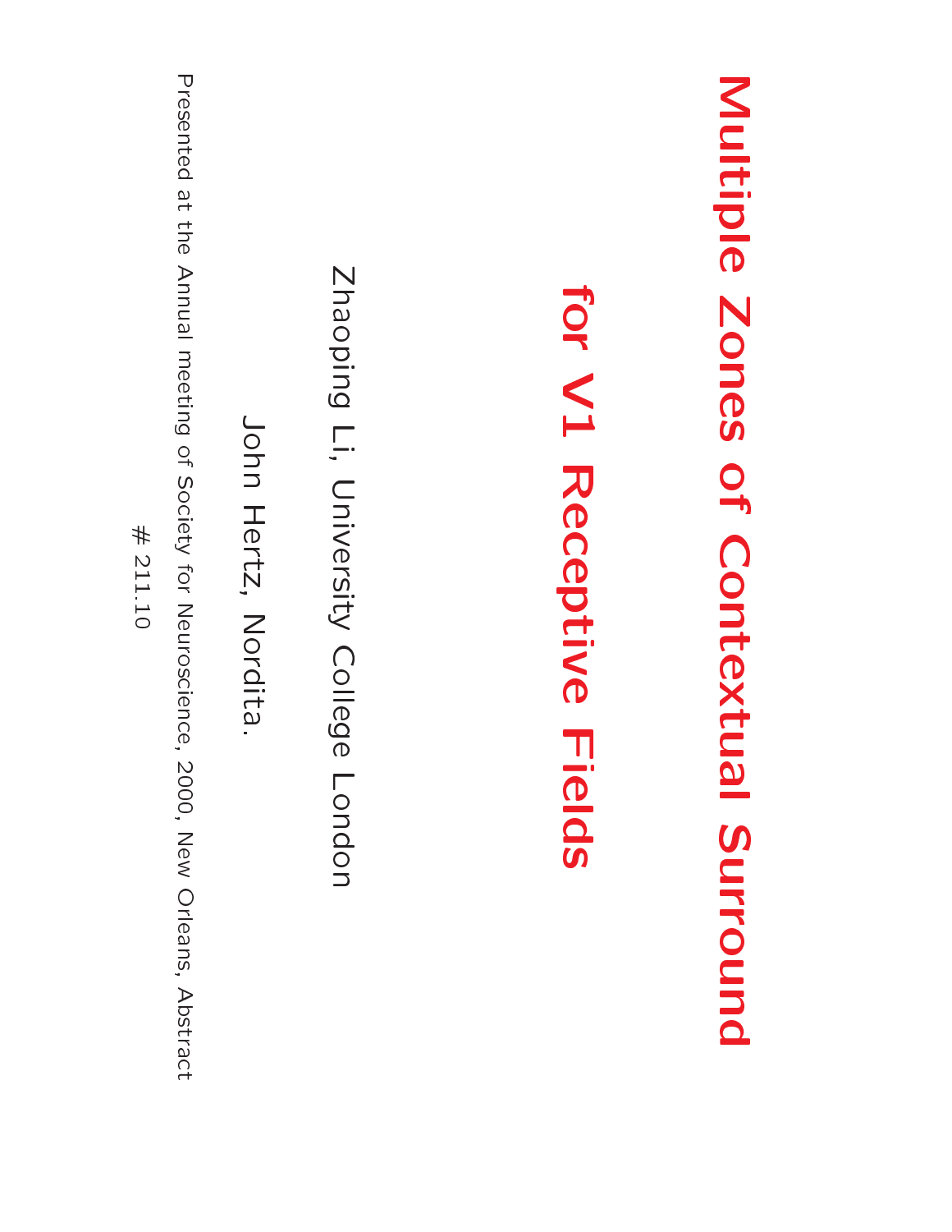# Multiple Zones of Contextual Surround for V1 Receptive Fields

Zhaoping Li, University College London

John Hertz, Nordita.

Presented at the Annual meeting of Society for Neuroscience, 2000, New Orleans, Abstract # 211.10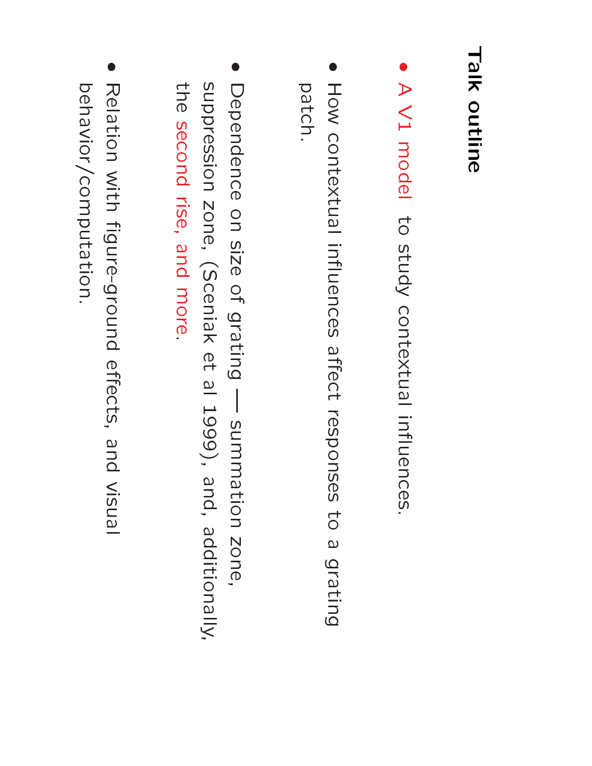# Talk outline

- A V1 model to study contextual influences.
- How contextual influences affect responses to a grating patch.
- Dependence on size of grating — summation zone, suppression zone, (Sceniak et al 1999), and, additionally, the second rise, and more.
- Relation with figure-ground effects, and visual behavior/computation.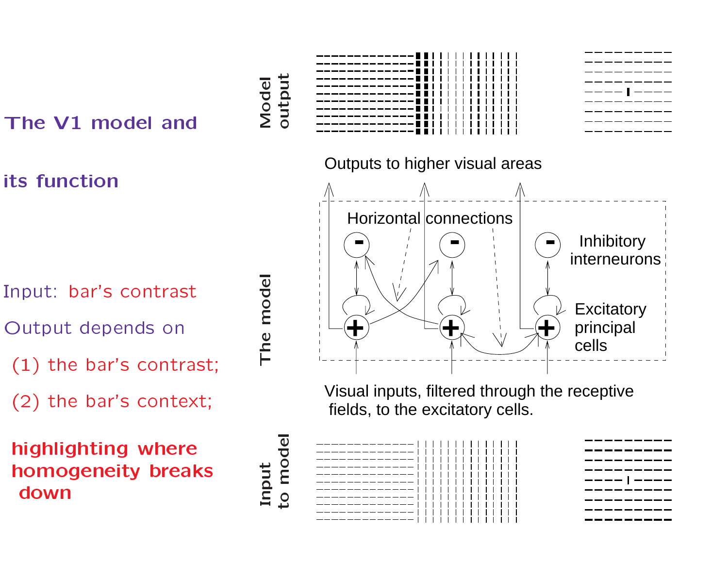# The V1 model and its function

Input: bar's contrast

Output depends on

(1) the bar's contrast;

(2) the bar's context;

**highlighting where homogeneity breaks down**

Model output

Outputs to higher visual areas

Horizontal connections

Inhibitory interneurons

Excitatory principal cells

The model

Visual inputs, filtered through the receptive fields, to the excitatory cells.

Input to model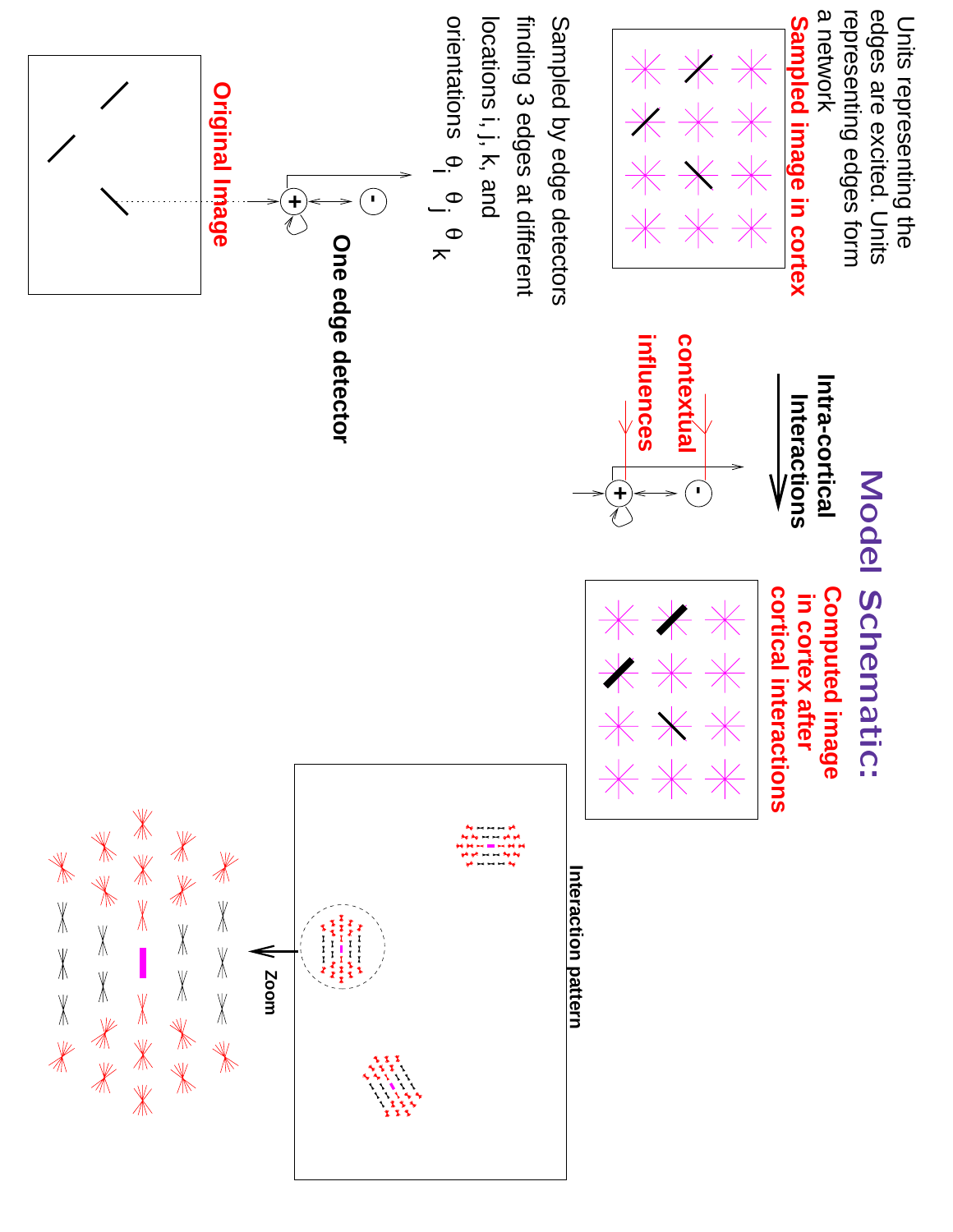# Model Schematic:

Units representing the edges are excited. Units representing edges form a network

**Sampled image in cortex**

Sampled by edge detectors finding 3 edges at different locations i, j, k, and orientations $\theta_i$, $\theta_j$, $\theta_k$

**Original Image**

**One edge detector**

**Intra-cortical Interactions**

**contextual influences**

**Computed image in cortex after cortical interactions**

**Interaction pattern**

**Zoom**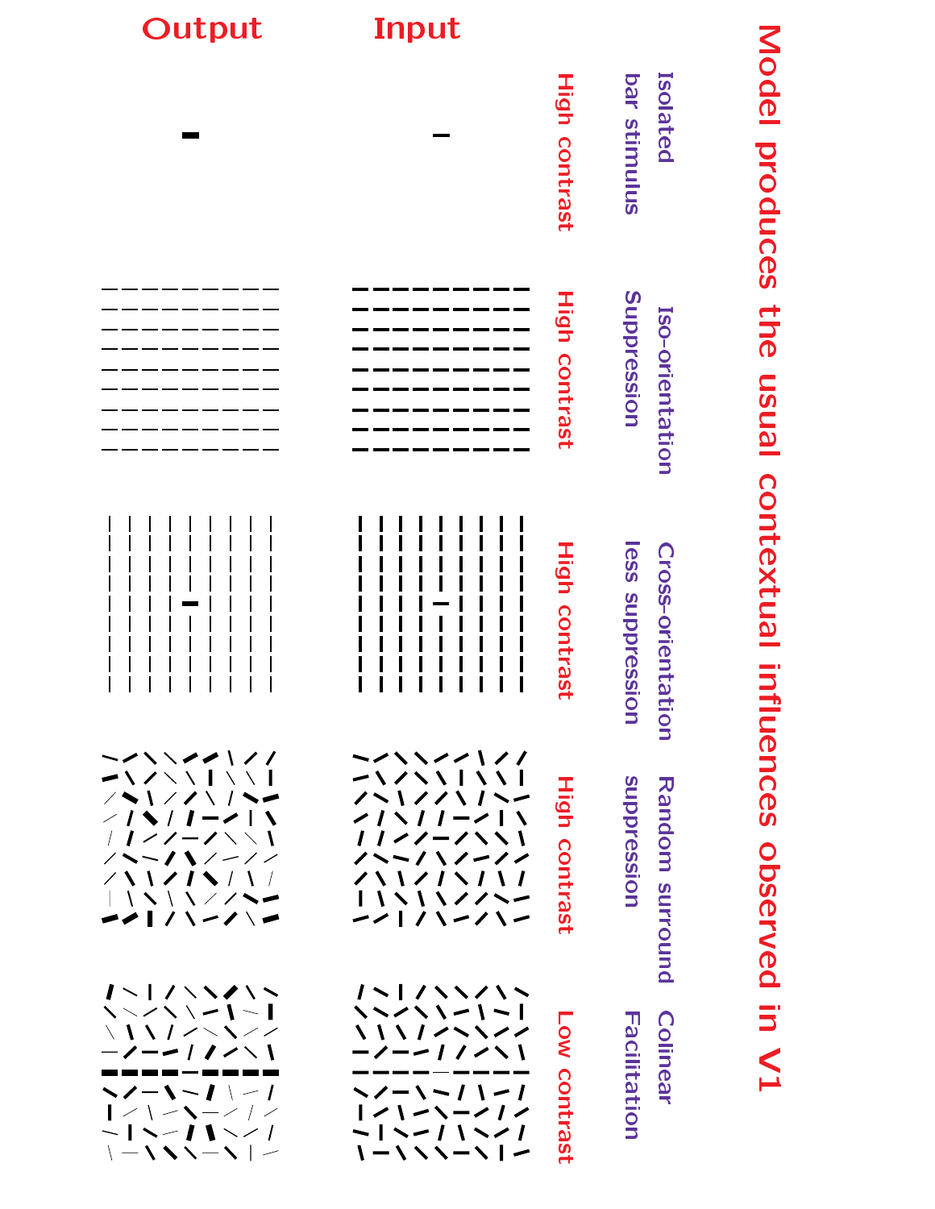# Model produces the usual contextual influences observed in V1

| | Output | Input |
| --- | --- | --- |
| Isolated bar stimulus — High contrast | | |
| Iso-orientation Suppression — High contrast | | |
| Cross-orientation less suppression — High contrast | | |
| Random surround suppression — High contrast | | |
| Colinear Facilitation — Low contrast | | |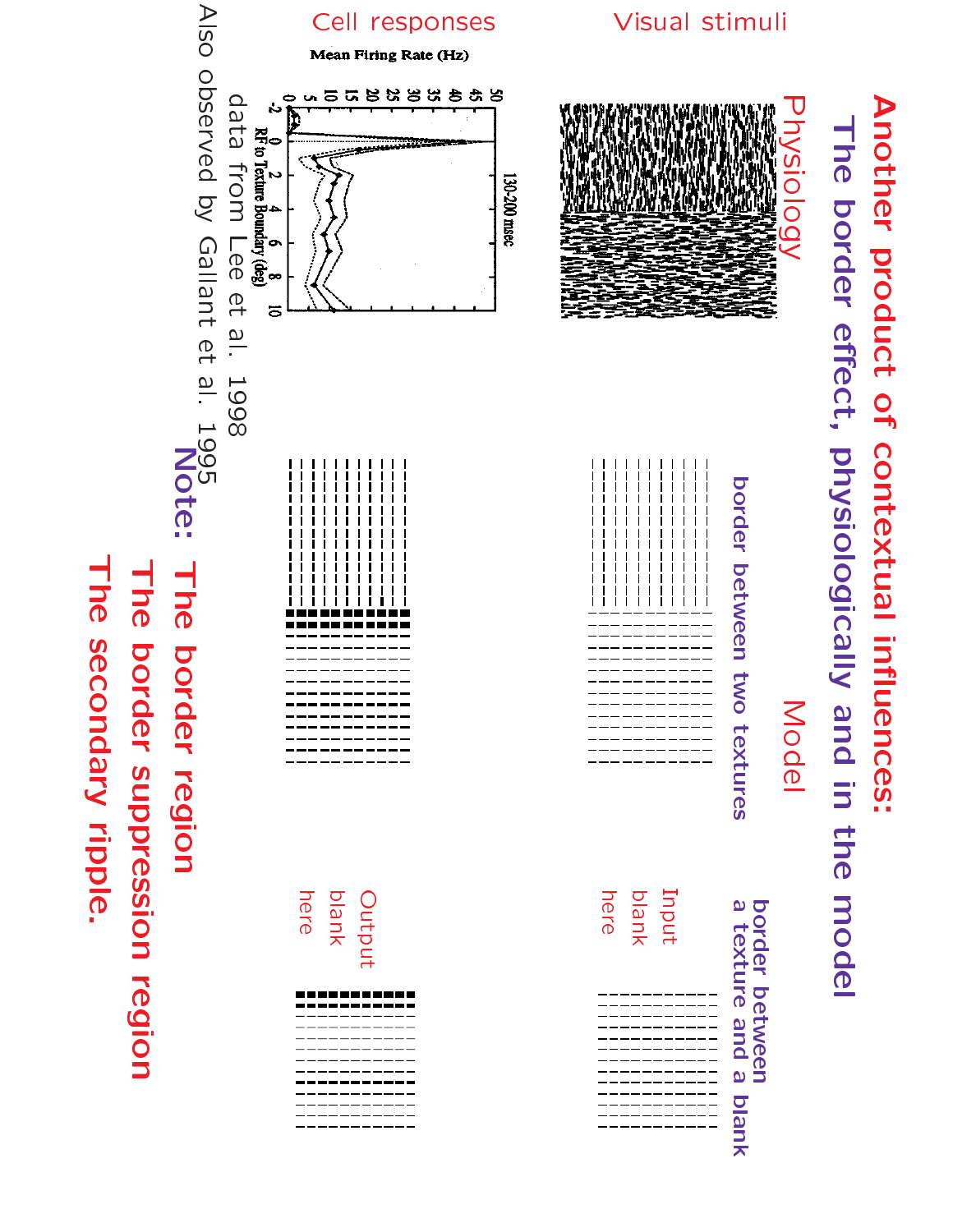# Another product of contextual influences:

## The border effect, physiologically and in the model

Visual stimuli

Physiology

Model

border between two textures

border between a texture and a blank

Input blank here

Cell responses

Mean Firing Rate (Hz)

130-200 msec

RF to Texture Boundary (deg)

Output blank here

data from Lee et al. 1998

Also observed by Gallant et al. 1995

**Note:** **The border region**

**The border suppression region**

**The secondary ripple.**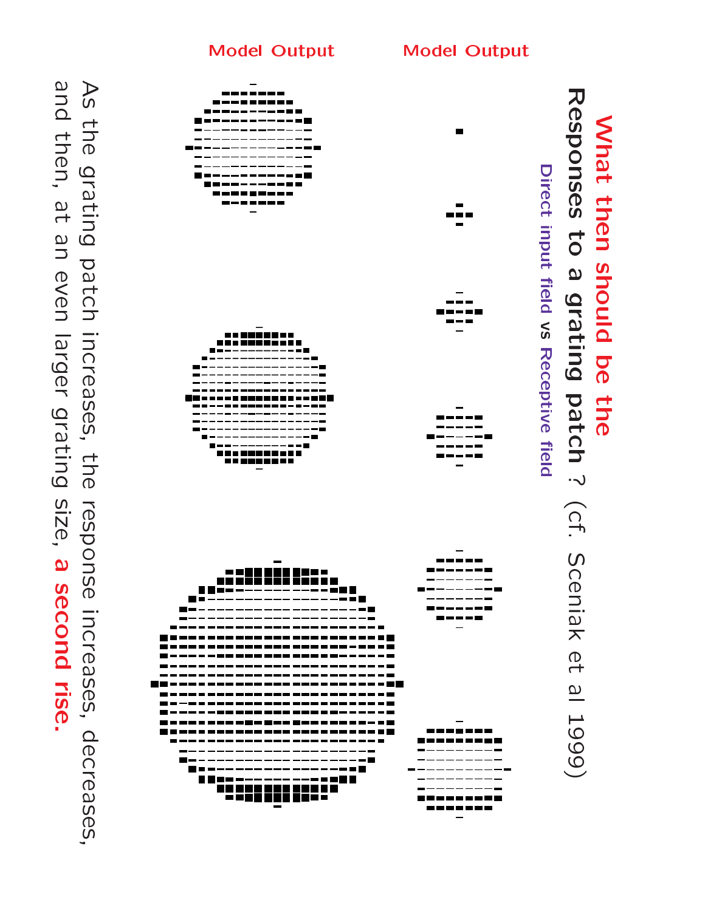# What then should be the

## Responses to a grating patch ? (cf. Sceniak et al 1999)

Direct input field vs Receptive field

Model Output

Model Output

As the grating patch increases, the response increases, decreases, and then, at an even larger grating size, **a second rise.**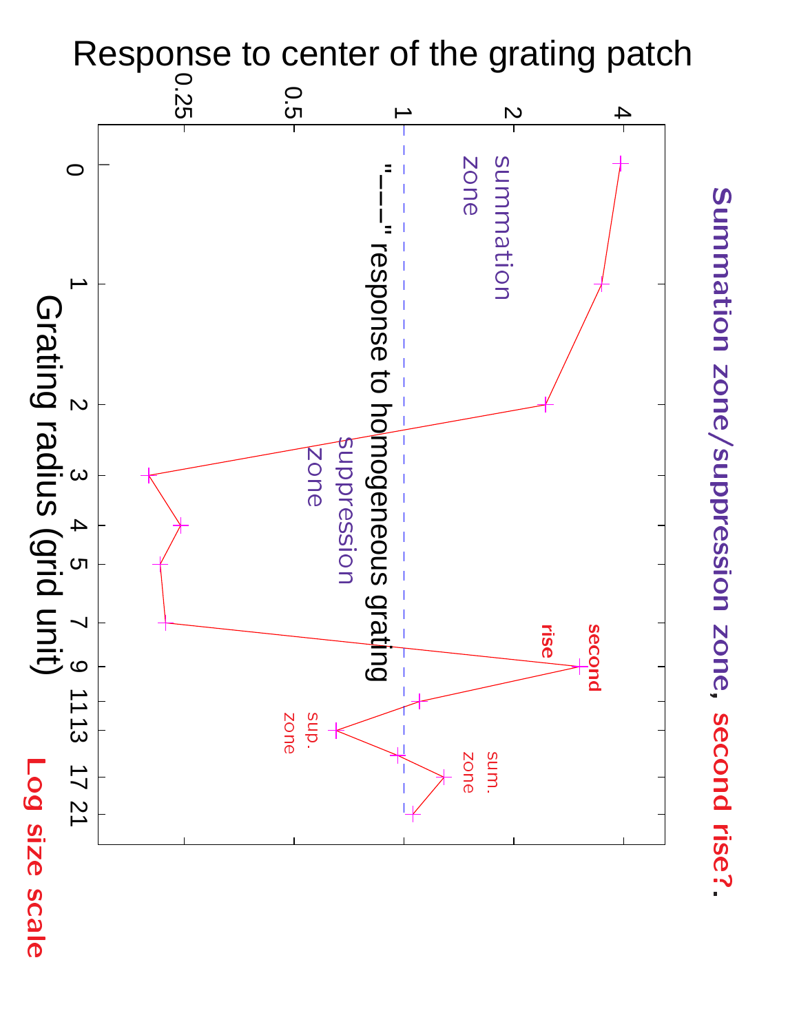**Summation zone/suppression zone, second rise?**

Response to center of the grating patch

0.25 0.5 1 2 4

summation zone

"- - -" response to homogeneous grating

suppression zone

second rise

sup. zone

sum. zone

0 1 2 3 4 5 7 9 11 13 17 21

Grating radius (grid unit)

**Log size scale**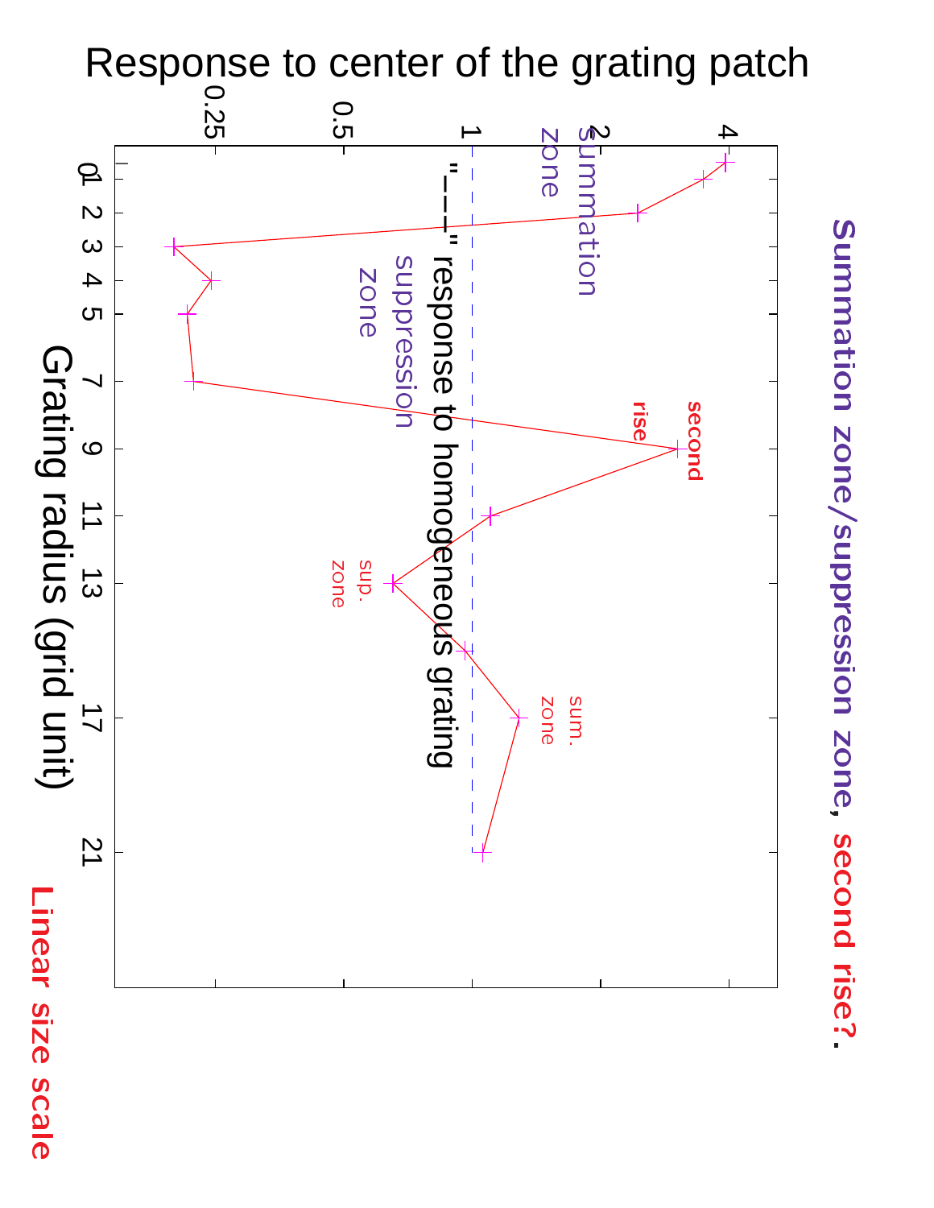# Summation zone/suppression zone, second rise?.

## Response to center of the grating patch

Grating radius (grid unit)

"----" response to homogeneous grating

Summation zone

suppression zone

second rise

sup. zone

sum. zone

Linear size scale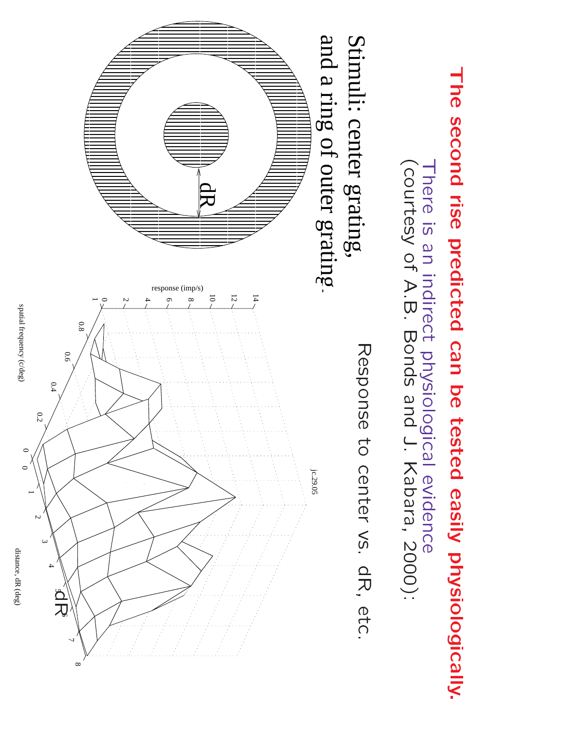# The second rise predicted can be tested easily physiologically.

There is an indirect physiological evidence
(courtesy of A.B. Bonds and J. Kabara, 2000):

Response to center vs. dR, etc.

Stimuli: center grating,
and a ring of outer grating.

dR

response (imp/s)

spatial frequency (c/deg)

distance, dR (deg)

jc.29.05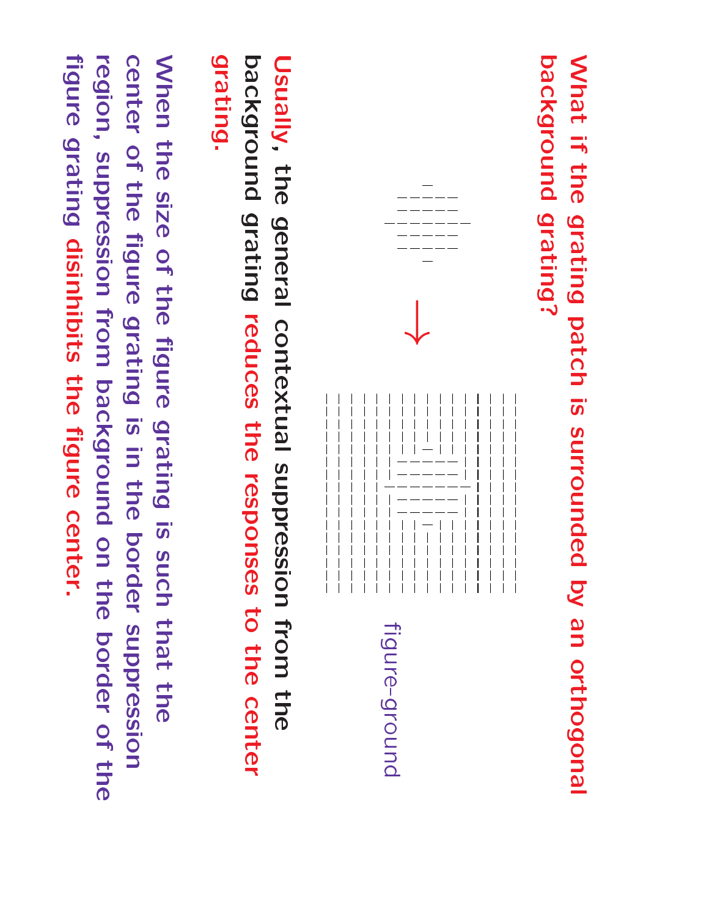What if the grating patch is surrounded by an orthogonal background grating?

figure-ground

Usually, the general contextual suppression from the background grating reduces the responses to the center grating.

When the size of the figure grating is such that the center of the figure grating is in the border suppression region, suppression from background on the border of the figure grating disinhibits the figure center.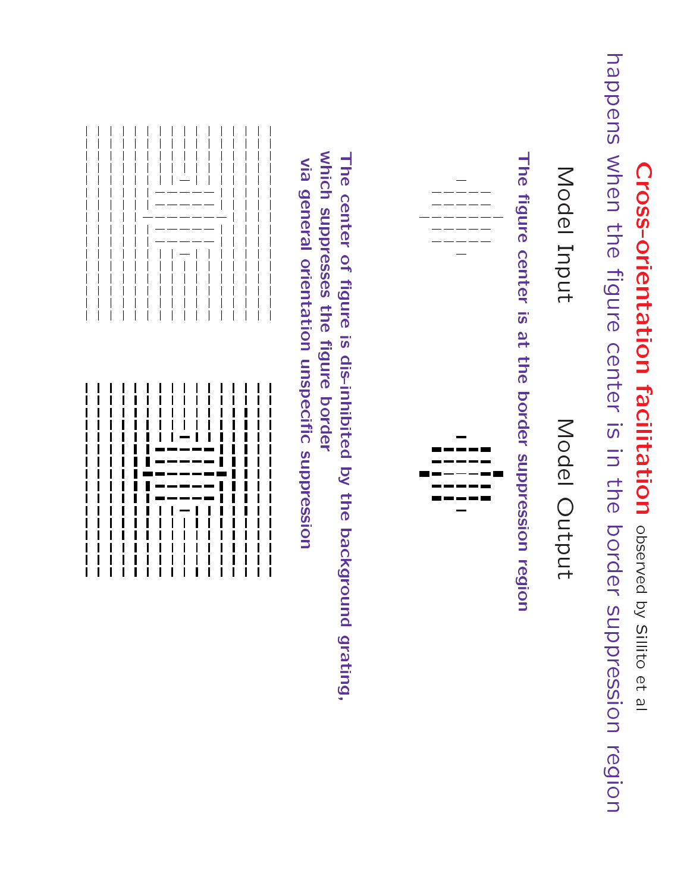# Cross-orientation facilitation observed by Sillito et al

happens when the figure center is in the border suppression region

Model Input

Model Output

**The figure center is at the border suppression region**

**The center of figure is dis-inhibited by the background grating, which suppresses the figure border via general orientation unspecific suppression**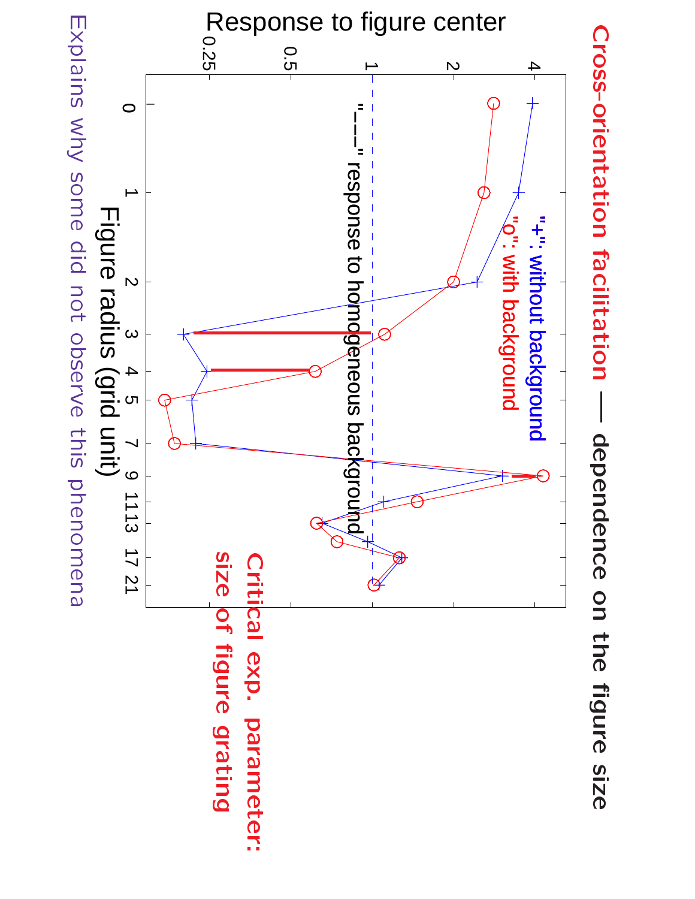# Cross-orientation facilitation — dependence on the figure size

Critical exp. parameter: size of figure grating

Explains why some did not observe this phenomena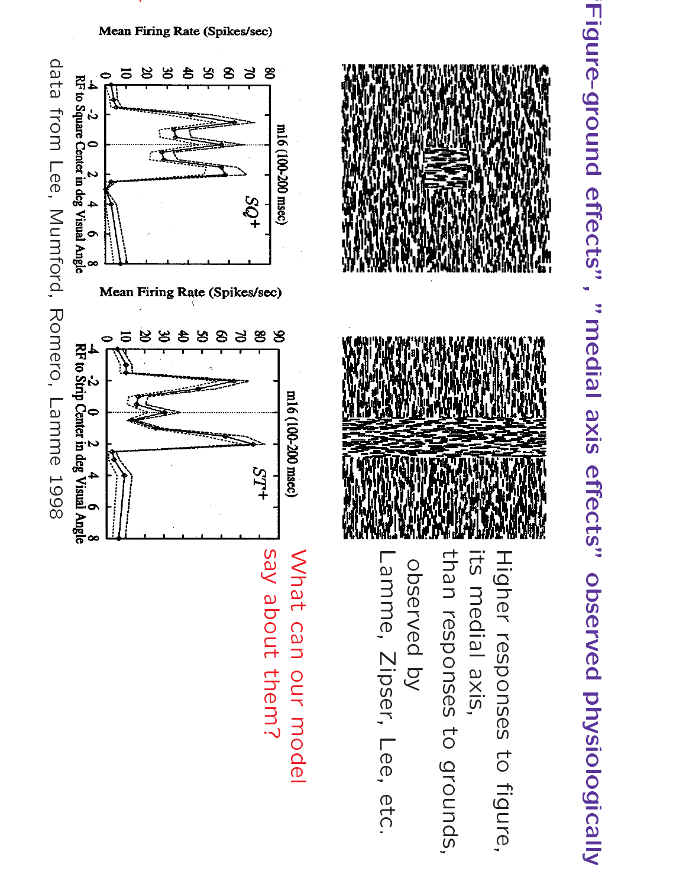# "Figure-ground effects", "medial axis effects" observed physiologically

Higher responses to figure, its medial axis, than responses to grounds, observed by Lamme, Zipser, Lee, etc.

What can our model say about them?

Mean Firing Rate (Spikes/sec)

m16 (100-200 msec)

SQ+

RF to Square Center in deg Visual Angle

Mean Firing Rate (Spikes/sec)

m16 (100-200 msec)

ST+

RF to Strip Center in deg Visual Angle

data from Lee, Mumford, Romero, Lamme 1998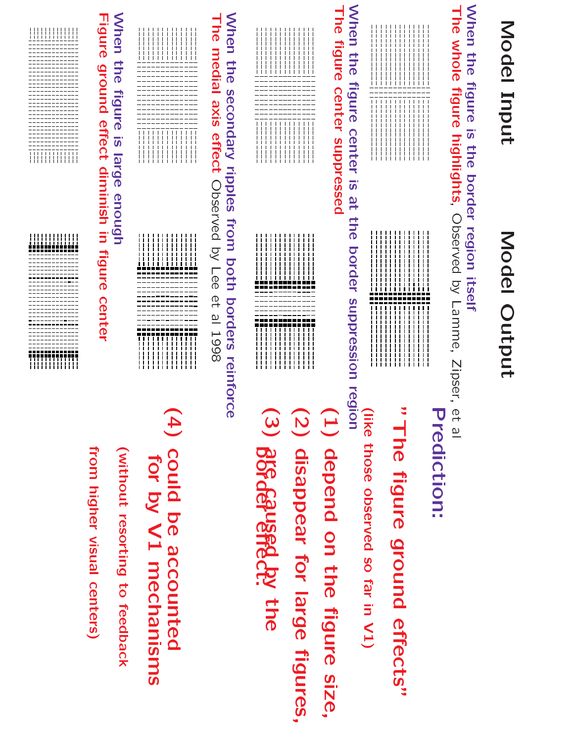## Model Input — Model Output

**When the figure is the border region itself**
**The whole figure highlights**, Observed by Lamme, Zipser, et al

**When the figure center is at the border suppression region**
**The figure center suppressed**

**When the secondary ripples from both borders reinforce**
**The medial axis effect** Observed by Lee et al 1998

**When the figure is large enough**
**Figure ground effect diminish in figure center**

## Prediction:

**"The figure ground effects"**

(like those observed so far in V1)

**(1) depend on the figure size,**

**(2) disappear for large figures,**

**(3) are caused by the border effect.**

**(4) could be accounted for by V1 mechanisms**

(without resorting to feedback from higher visual centers)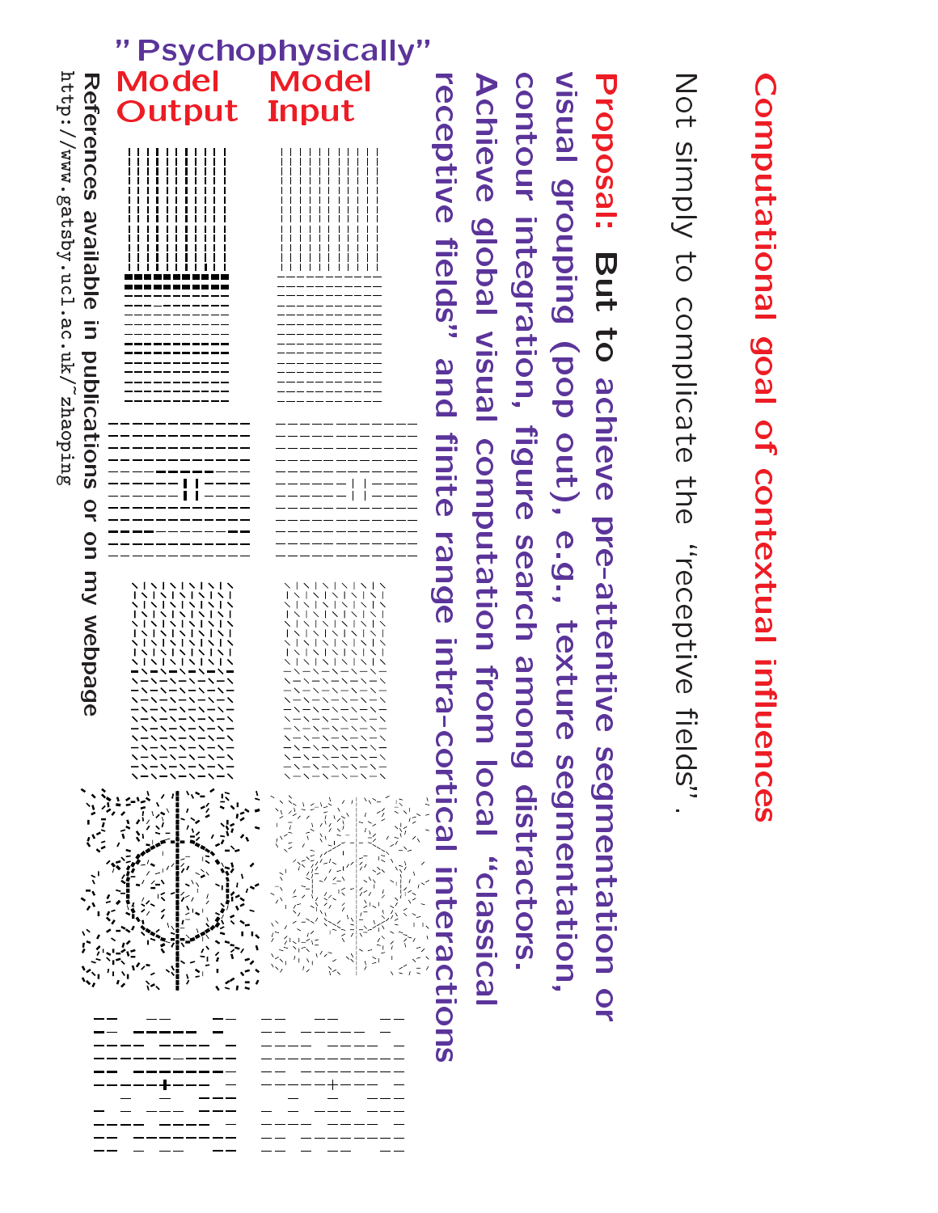# Computational goal of contextual influences

Not simply to complicate the "receptive fields".

**Proposal:** But to achieve pre-attentive segmentation or visual grouping (pop out), e.g., texture segmentation, contour integration, figure search among distractors. Achieve global visual computation from local "classical receptive fields" and finite range intra-cortical interactions

"Psychophysically"

Model Input

Model Output

References available in publications or on my webpage

http://www.gatsby.ucl.ac.uk/~zhaoping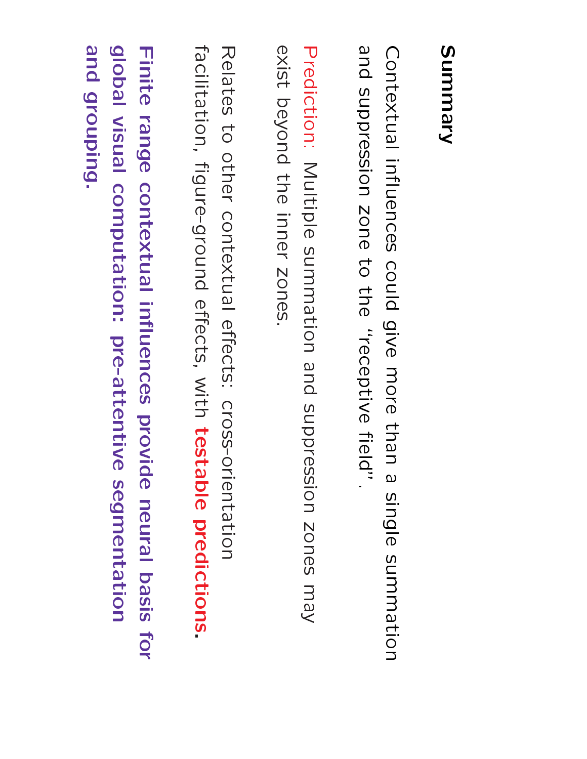# Summary

Contextual influences could give more than a single summation and suppression zone to the "receptive field".

Prediction: Multiple summation and suppression zones may exist beyond the inner zones.

Relates to other contextual effects: cross-orientation facilitation, figure-ground effects, with **testable predictions**.

**Finite range contextual influences provide neural basis for global visual computation: pre-attentive segmentation and grouping.**